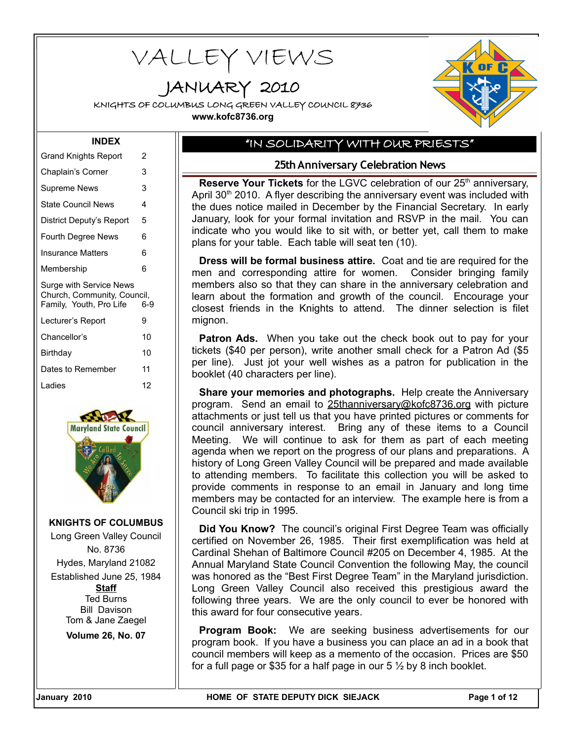# VALLEY VIEWS

## JANUARY 2010

KNIGHTS OF COLUMBUS LONG GREEN VALLEY COUNCIL 8736

**www.kofc8736.org**

### INDEX

| | |
|---|---|
| Grand Knights Report | 2 |
| Chaplain's Corner | 3 |
| Supreme News | 3 |
| State Council News | 4 |
| District Deputy's Report | 5 |
| Fourth Degree News | 6 |
| Insurance Matters | 6 |
| Membership | 6 |
| Surge with Service News Church, Community, Council, Family, Youth, Pro Life | 6-9 |
| Lecturer's Report | 9 |
| Chancellor's | 10 |
| Birthday | 10 |
| Dates to Remember | 11 |
| Ladies | 12 |

**KNIGHTS OF COLUMBUS**

Long Green Valley Council
No. 8736
Hydes, Maryland 21082
Established June 25, 1984

**Staff**
Ted Burns
Bill Davison
Tom & Jane Zaegel

**Volume 26, No. 07**

## "IN SOLIDARITY WITH OUR PRIESTS"

### 25th Anniversary Celebration News

**Reserve Your Tickets** for the LGVC celebration of our 25th anniversary, April 30th 2010. A flyer describing the anniversary event was included with the dues notice mailed in December by the Financial Secretary. In early January, look for your formal invitation and RSVP in the mail. You can indicate who you would like to sit with, or better yet, call them to make plans for your table. Each table will seat ten (10).

**Dress will be formal business attire.** Coat and tie are required for the men and corresponding attire for women. Consider bringing family members also so that they can share in the anniversary celebration and learn about the formation and growth of the council. Encourage your closest friends in the Knights to attend. The dinner selection is filet mignon.

**Patron Ads.** When you take out the check book out to pay for your tickets ($40 per person), write another small check for a Patron Ad ($5 per line). Just jot your well wishes as a patron for publication in the booklet (40 characters per line).

**Share your memories and photographs.** Help create the Anniversary program. Send an email to 25thanniversary@kofc8736.org with picture attachments or just tell us that you have printed pictures or comments for council anniversary interest. Bring any of these items to a Council Meeting. We will continue to ask for them as part of each meeting agenda when we report on the progress of our plans and preparations. A history of Long Green Valley Council will be prepared and made available to attending members. To facilitate this collection you will be asked to provide comments in response to an email in January and long time members may be contacted for an interview. The example here is from a Council ski trip in 1995.

**Did You Know?** The council's original First Degree Team was officially certified on November 26, 1985. Their first exemplification was held at Cardinal Shehan of Baltimore Council #205 on December 4, 1985. At the Annual Maryland State Council Convention the following May, the council was honored as the "Best First Degree Team" in the Maryland jurisdiction. Long Green Valley Council also received this prestigious award the following three years. We are the only council to ever be honored with this award for four consecutive years.

**Program Book:** We are seeking business advertisements for our program book. If you have a business you can place an ad in a book that council members will keep as a memento of the occasion. Prices are $50 for a full page or $35 for a half page in our 5 ½ by 8 inch booklet.

HOME OF STATE DEPUTY DICK SIEJACK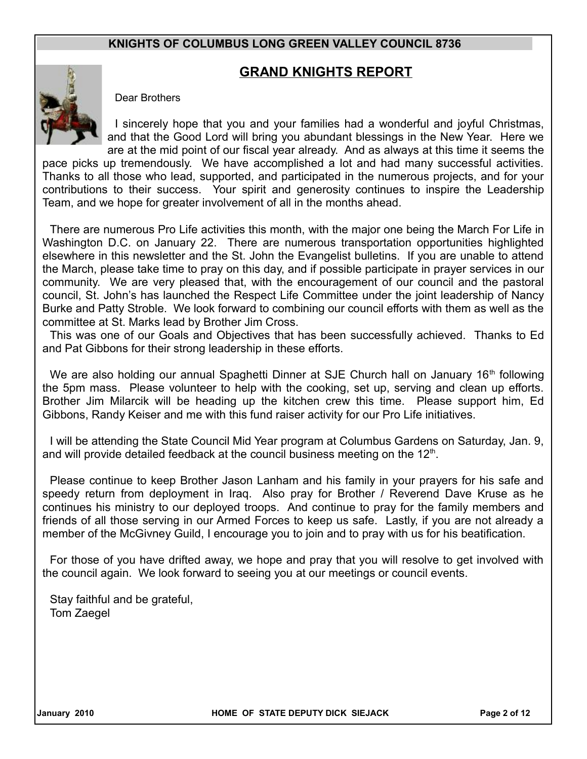## KNIGHTS OF COLUMBUS LONG GREEN VALLEY COUNCIL 8736

## GRAND KNIGHTS REPORT

Dear Brothers

I sincerely hope that you and your families had a wonderful and joyful Christmas, and that the Good Lord will bring you abundant blessings in the New Year. Here we are at the mid point of our fiscal year already. And as always at this time it seems the pace picks up tremendously. We have accomplished a lot and had many successful activities. Thanks to all those who lead, supported, and participated in the numerous projects, and for your contributions to their success. Your spirit and generosity continues to inspire the Leadership Team, and we hope for greater involvement of all in the months ahead.

There are numerous Pro Life activities this month, with the major one being the March For Life in Washington D.C. on January 22. There are numerous transportation opportunities highlighted elsewhere in this newsletter and the St. John the Evangelist bulletins. If you are unable to attend the March, please take time to pray on this day, and if possible participate in prayer services in our community. We are very pleased that, with the encouragement of our council and the pastoral council, St. John's has launched the Respect Life Committee under the joint leadership of Nancy Burke and Patty Stroble. We look forward to combining our council efforts with them as well as the committee at St. Marks lead by Brother Jim Cross.

This was one of our Goals and Objectives that has been successfully achieved. Thanks to Ed and Pat Gibbons for their strong leadership in these efforts.

We are also holding our annual Spaghetti Dinner at SJE Church hall on January 16th following the 5pm mass. Please volunteer to help with the cooking, set up, serving and clean up efforts. Brother Jim Milarcik will be heading up the kitchen crew this time. Please support him, Ed Gibbons, Randy Keiser and me with this fund raiser activity for our Pro Life initiatives.

I will be attending the State Council Mid Year program at Columbus Gardens on Saturday, Jan. 9, and will provide detailed feedback at the council business meeting on the 12th.

Please continue to keep Brother Jason Lanham and his family in your prayers for his safe and speedy return from deployment in Iraq. Also pray for Brother / Reverend Dave Kruse as he continues his ministry to our deployed troops. And continue to pray for the family members and friends of all those serving in our Armed Forces to keep us safe. Lastly, if you are not already a member of the McGivney Guild, I encourage you to join and to pray with us for his beatification.

For those of you have drifted away, we hope and pray that you will resolve to get involved with the council again. We look forward to seeing you at our meetings or council events.

Stay faithful and be grateful,
Tom Zaegel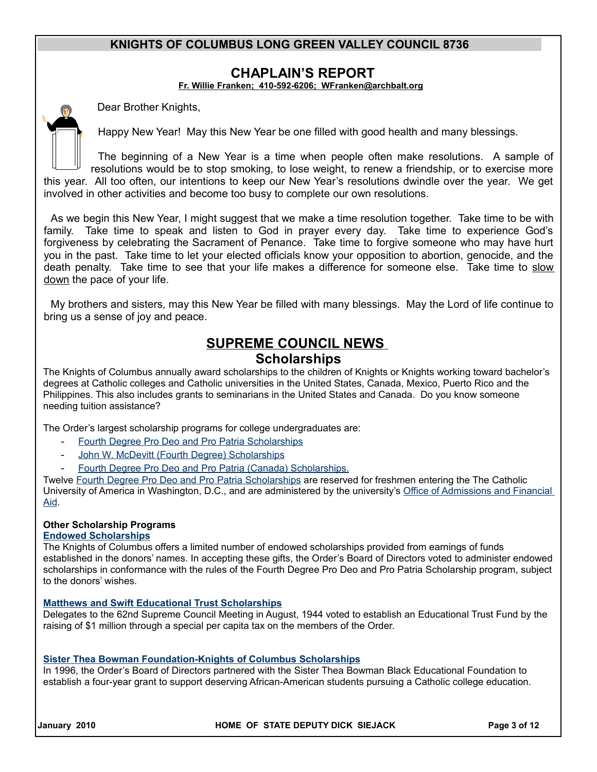## CHAPLAIN'S REPORT

**Fr. Willie Franken; 410-592-6206; WFranken@archbalt.org**

Dear Brother Knights,

Happy New Year! May this New Year be one filled with good health and many blessings.

The beginning of a New Year is a time when people often make resolutions. A sample of resolutions would be to stop smoking, to lose weight, to renew a friendship, or to exercise more this year. All too often, our intentions to keep our New Year's resolutions dwindle over the year. We get involved in other activities and become too busy to complete our own resolutions.

As we begin this New Year, I might suggest that we make a time resolution together. Take time to be with family. Take time to speak and listen to God in prayer every day. Take time to experience God's forgiveness by celebrating the Sacrament of Penance. Take time to forgive someone who may have hurt you in the past. Take time to let your elected officials know your opposition to abortion, genocide, and the death penalty. Take time to see that your life makes a difference for someone else. Take time to slow down the pace of your life.

My brothers and sisters, may this New Year be filled with many blessings. May the Lord of life continue to bring us a sense of joy and peace.

## SUPREME COUNCIL NEWS

### Scholarships

The Knights of Columbus annually award scholarships to the children of Knights or Knights working toward bachelor's degrees at Catholic colleges and Catholic universities in the United States, Canada, Mexico, Puerto Rico and the Philippines. This also includes grants to seminarians in the United States and Canada. Do you know someone needing tuition assistance?

The Order's largest scholarship programs for college undergraduates are:

- Fourth Degree Pro Deo and Pro Patria Scholarships
- John W. McDevitt (Fourth Degree) Scholarships
- Fourth Degree Pro Deo and Pro Patria (Canada) Scholarships.

Twelve Fourth Degree Pro Deo and Pro Patria Scholarships are reserved for freshmen entering the The Catholic University of America in Washington, D.C., and are administered by the university's Office of Admissions and Financial Aid.

**Other Scholarship Programs**

**Endowed Scholarships**

The Knights of Columbus offers a limited number of endowed scholarships provided from earnings of funds established in the donors' names. In accepting these gifts, the Order's Board of Directors voted to administer endowed scholarships in conformance with the rules of the Fourth Degree Pro Deo and Pro Patria Scholarship program, subject to the donors' wishes.

**Matthews and Swift Educational Trust Scholarships**

Delegates to the 62nd Supreme Council Meeting in August, 1944 voted to establish an Educational Trust Fund by the raising of $1 million through a special per capita tax on the members of the Order.

**Sister Thea Bowman Foundation-Knights of Columbus Scholarships**

In 1996, the Order's Board of Directors partnered with the Sister Thea Bowman Black Educational Foundation to establish a four-year grant to support deserving African-American students pursuing a Catholic college education.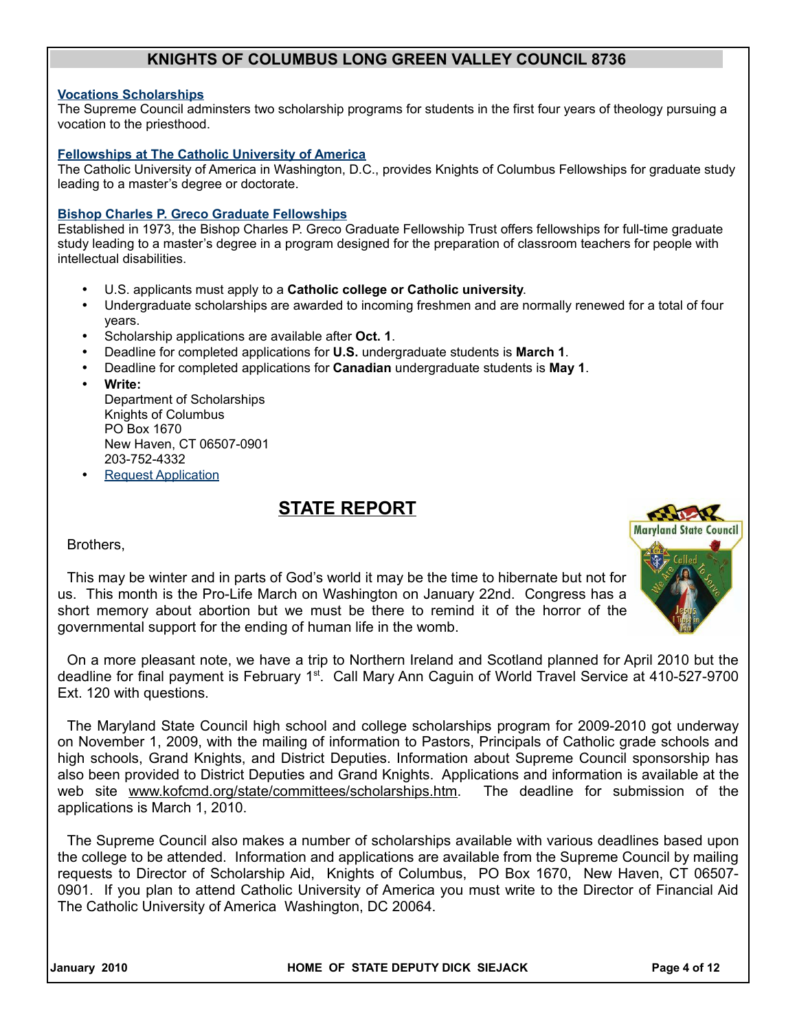## KNIGHTS OF COLUMBUS LONG GREEN VALLEY COUNCIL 8736

**Vocations Scholarships**
The Supreme Council adminsters two scholarship programs for students in the first four years of theology pursuing a vocation to the priesthood.

**Fellowships at The Catholic University of America**
The Catholic University of America in Washington, D.C., provides Knights of Columbus Fellowships for graduate study leading to a master's degree or doctorate.

**Bishop Charles P. Greco Graduate Fellowships**
Established in 1973, the Bishop Charles P. Greco Graduate Fellowship Trust offers fellowships for full-time graduate study leading to a master's degree in a program designed for the preparation of classroom teachers for people with intellectual disabilities.

- U.S. applicants must apply to a **Catholic college or Catholic university**.
- Undergraduate scholarships are awarded to incoming freshmen and are normally renewed for a total of four years.
- Scholarship applications are available after **Oct. 1**.
- Deadline for completed applications for **U.S.** undergraduate students is **March 1**.
- Deadline for completed applications for **Canadian** undergraduate students is **May 1**.
- **Write:**
  Department of Scholarships
  Knights of Columbus
  PO Box 1670
  New Haven, CT 06507-0901
  203-752-4332
- Request Application

## STATE REPORT

Brothers,

This may be winter and in parts of God's world it may be the time to hibernate but not for us. This month is the Pro-Life March on Washington on January 22nd. Congress has a short memory about abortion but we must be there to remind it of the horror of the governmental support for the ending of human life in the womb.

On a more pleasant note, we have a trip to Northern Ireland and Scotland planned for April 2010 but the deadline for final payment is February 1st. Call Mary Ann Caguin of World Travel Service at 410-527-9700 Ext. 120 with questions.

The Maryland State Council high school and college scholarships program for 2009-2010 got underway on November 1, 2009, with the mailing of information to Pastors, Principals of Catholic grade schools and high schools, Grand Knights, and District Deputies. Information about Supreme Council sponsorship has also been provided to District Deputies and Grand Knights. Applications and information is available at the web site www.kofcmd.org/state/committees/scholarships.htm. The deadline for submission of the applications is March 1, 2010.

The Supreme Council also makes a number of scholarships available with various deadlines based upon the college to be attended. Information and applications are available from the Supreme Council by mailing requests to Director of Scholarship Aid, Knights of Columbus, PO Box 1670, New Haven, CT 06507-0901. If you plan to attend Catholic University of America you must write to the Director of Financial Aid The Catholic University of America Washington, DC 20064.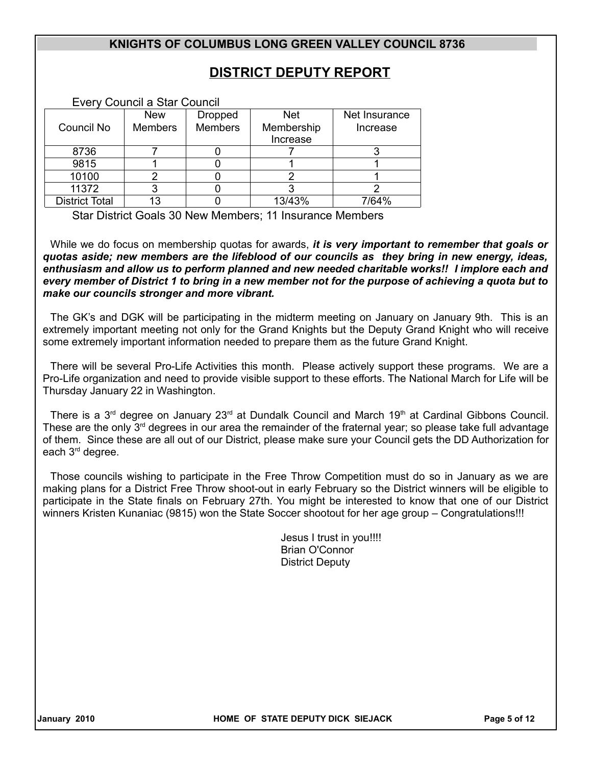## DISTRICT DEPUTY REPORT

Every Council a Star Council

| Council No | New Members | Dropped Members | Net Membership Increase | Net Insurance Increase |
|---|---|---|---|---|
| 8736 | 7 | 0 | 7 | 3 |
| 9815 | 1 | 0 | 1 | 1 |
| 10100 | 2 | 0 | 2 | 1 |
| 11372 | 3 | 0 | 3 | 2 |
| District Total | 13 | 0 | 13/43% | 7/64% |

Star District Goals 30 New Members; 11 Insurance Members

While we do focus on membership quotas for awards, ***it is very important to remember that goals or quotas aside; new members are the lifeblood of our councils as they bring in new energy, ideas, enthusiasm and allow us to perform planned and new needed charitable works!! I implore each and every member of District 1 to bring in a new member not for the purpose of achieving a quota but to make our councils stronger and more vibrant.***

The GK's and DGK will be participating in the midterm meeting on January on January 9th. This is an extremely important meeting not only for the Grand Knights but the Deputy Grand Knight who will receive some extremely important information needed to prepare them as the future Grand Knight.

There will be several Pro-Life Activities this month. Please actively support these programs. We are a Pro-Life organization and need to provide visible support to these efforts. The National March for Life will be Thursday January 22 in Washington.

There is a 3rd degree on January 23rd at Dundalk Council and March 19th at Cardinal Gibbons Council. These are the only 3rd degrees in our area the remainder of the fraternal year; so please take full advantage of them. Since these are all out of our District, please make sure your Council gets the DD Authorization for each 3rd degree.

Those councils wishing to participate in the Free Throw Competition must do so in January as we are making plans for a District Free Throw shoot-out in early February so the District winners will be eligible to participate in the State finals on February 27th. You might be interested to know that one of our District winners Kristen Kunaniac (9815) won the State Soccer shootout for her age group – Congratulations!!!

Jesus I trust in you!!!!
Brian O'Connor
District Deputy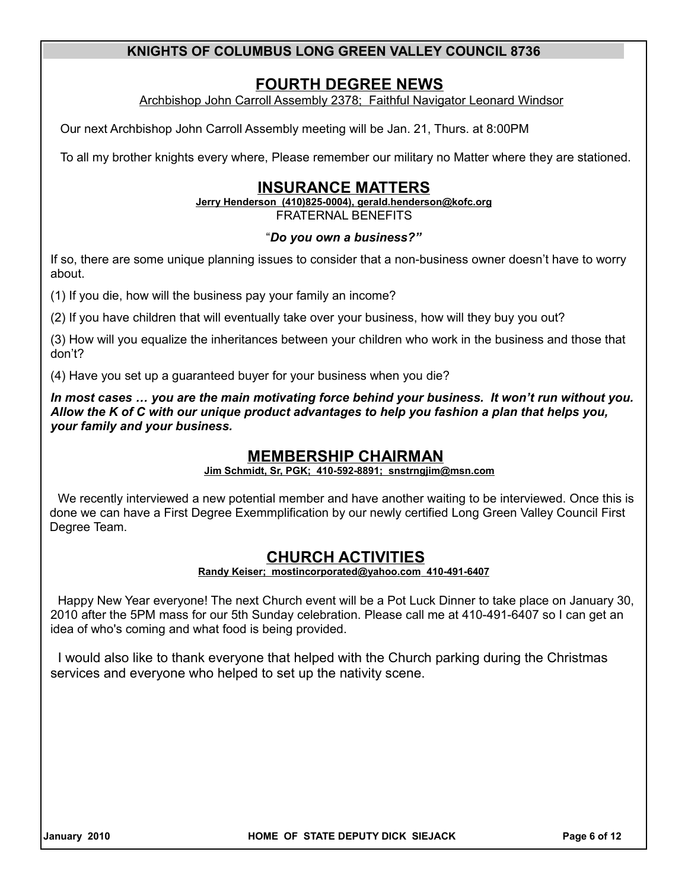## KNIGHTS OF COLUMBUS LONG GREEN VALLEY COUNCIL 8736

## FOURTH DEGREE NEWS

Archbishop John Carroll Assembly 2378; Faithful Navigator Leonard Windsor

Our next Archbishop John Carroll Assembly meeting will be Jan. 21, Thurs. at 8:00PM

To all my brother knights every where, Please remember our military no Matter where they are stationed.

## INSURANCE MATTERS

**Jerry Henderson (410)825-0004), gerald.henderson@kofc.org**

FRATERNAL BENEFITS

"***Do you own a business?"***

If so, there are some unique planning issues to consider that a non-business owner doesn't have to worry about.

(1) If you die, how will the business pay your family an income?

(2) If you have children that will eventually take over your business, how will they buy you out?

(3) How will you equalize the inheritances between your children who work in the business and those that don't?

(4) Have you set up a guaranteed buyer for your business when you die?

***In most cases … you are the main motivating force behind your business. It won't run without you. Allow the K of C with our unique product advantages to help you fashion a plan that helps you, your family and your business.***

## MEMBERSHIP CHAIRMAN

**Jim Schmidt, Sr, PGK; 410-592-8891; snstrngjim@msn.com**

We recently interviewed a new potential member and have another waiting to be interviewed. Once this is done we can have a First Degree Exemmplification by our newly certified Long Green Valley Council First Degree Team.

## CHURCH ACTIVITIES

**Randy Keiser; mostincorporated@yahoo.com 410-491-6407**

Happy New Year everyone! The next Church event will be a Pot Luck Dinner to take place on January 30, 2010 after the 5PM mass for our 5th Sunday celebration. Please call me at 410-491-6407 so I can get an idea of who's coming and what food is being provided.

I would also like to thank everyone that helped with the Church parking during the Christmas services and everyone who helped to set up the nativity scene.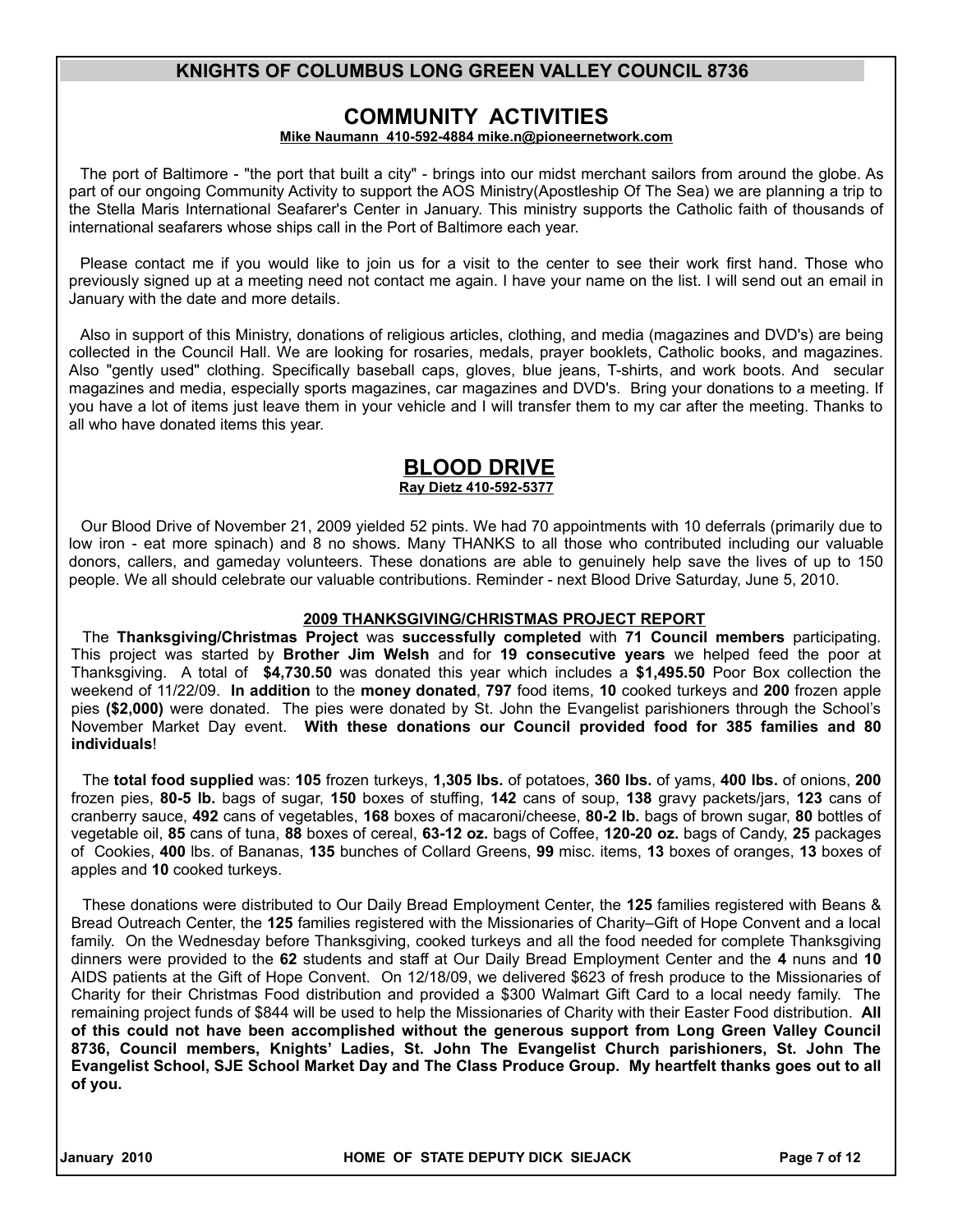## KNIGHTS OF COLUMBUS LONG GREEN VALLEY COUNCIL 8736

## COMMUNITY ACTIVITIES

**Mike Naumann 410-592-4884 mike.n@pioneernetwork.com**

The port of Baltimore - "the port that built a city" - brings into our midst merchant sailors from around the globe. As part of our ongoing Community Activity to support the AOS Ministry(Apostleship Of The Sea) we are planning a trip to the Stella Maris International Seafarer's Center in January. This ministry supports the Catholic faith of thousands of international seafarers whose ships call in the Port of Baltimore each year.

Please contact me if you would like to join us for a visit to the center to see their work first hand. Those who previously signed up at a meeting need not contact me again. I have your name on the list. I will send out an email in January with the date and more details.

Also in support of this Ministry, donations of religious articles, clothing, and media (magazines and DVD's) are being collected in the Council Hall. We are looking for rosaries, medals, prayer booklets, Catholic books, and magazines. Also "gently used" clothing. Specifically baseball caps, gloves, blue jeans, T-shirts, and work boots. And secular magazines and media, especially sports magazines, car magazines and DVD's. Bring your donations to a meeting. If you have a lot of items just leave them in your vehicle and I will transfer them to my car after the meeting. Thanks to all who have donated items this year.

## BLOOD DRIVE

**Ray Dietz 410-592-5377**

Our Blood Drive of November 21, 2009 yielded 52 pints. We had 70 appointments with 10 deferrals (primarily due to low iron - eat more spinach) and 8 no shows. Many THANKS to all those who contributed including our valuable donors, callers, and gameday volunteers. These donations are able to genuinely help save the lives of up to 150 people. We all should celebrate our valuable contributions. Reminder - next Blood Drive Saturday, June 5, 2010.

### 2009 THANKSGIVING/CHRISTMAS PROJECT REPORT

The **Thanksgiving/Christmas Project** was **successfully completed** with **71 Council members** participating. This project was started by **Brother Jim Welsh** and for **19 consecutive years** we helped feed the poor at Thanksgiving. A total of **$4,730.50** was donated this year which includes a **$1,495.50** Poor Box collection the weekend of 11/22/09. **In addition** to the **money donated**, **797** food items, **10** cooked turkeys and **200** frozen apple pies **($2,000)** were donated. The pies were donated by St. John the Evangelist parishioners through the School's November Market Day event. **With these donations our Council provided food for 385 families and 80 individuals**!

The **total food supplied** was: **105** frozen turkeys, **1,305 lbs.** of potatoes, **360 lbs.** of yams, **400 lbs.** of onions, **200** frozen pies, **80-5 lb.** bags of sugar, **150** boxes of stuffing, **142** cans of soup, **138** gravy packets/jars, **123** cans of cranberry sauce, **492** cans of vegetables, **168** boxes of macaroni/cheese, **80-2 lb.** bags of brown sugar, **80** bottles of vegetable oil, **85** cans of tuna, **88** boxes of cereal, **63-12 oz.** bags of Coffee, **120-20 oz.** bags of Candy, **25** packages of Cookies, **400** lbs. of Bananas, **135** bunches of Collard Greens, **99** misc. items, **13** boxes of oranges, **13** boxes of apples and **10** cooked turkeys.

These donations were distributed to Our Daily Bread Employment Center, the **125** families registered with Beans & Bread Outreach Center, the **125** families registered with the Missionaries of Charity–Gift of Hope Convent and a local family. On the Wednesday before Thanksgiving, cooked turkeys and all the food needed for complete Thanksgiving dinners were provided to the **62** students and staff at Our Daily Bread Employment Center and the **4** nuns and **10** AIDS patients at the Gift of Hope Convent. On 12/18/09, we delivered $623 of fresh produce to the Missionaries of Charity for their Christmas Food distribution and provided a $300 Walmart Gift Card to a local needy family. The remaining project funds of $844 will be used to help the Missionaries of Charity with their Easter Food distribution. **All of this could not have been accomplished without the generous support from Long Green Valley Council 8736, Council members, Knights' Ladies, St. John The Evangelist Church parishioners, St. John The Evangelist School, SJE School Market Day and The Class Produce Group. My heartfelt thanks goes out to all of you.**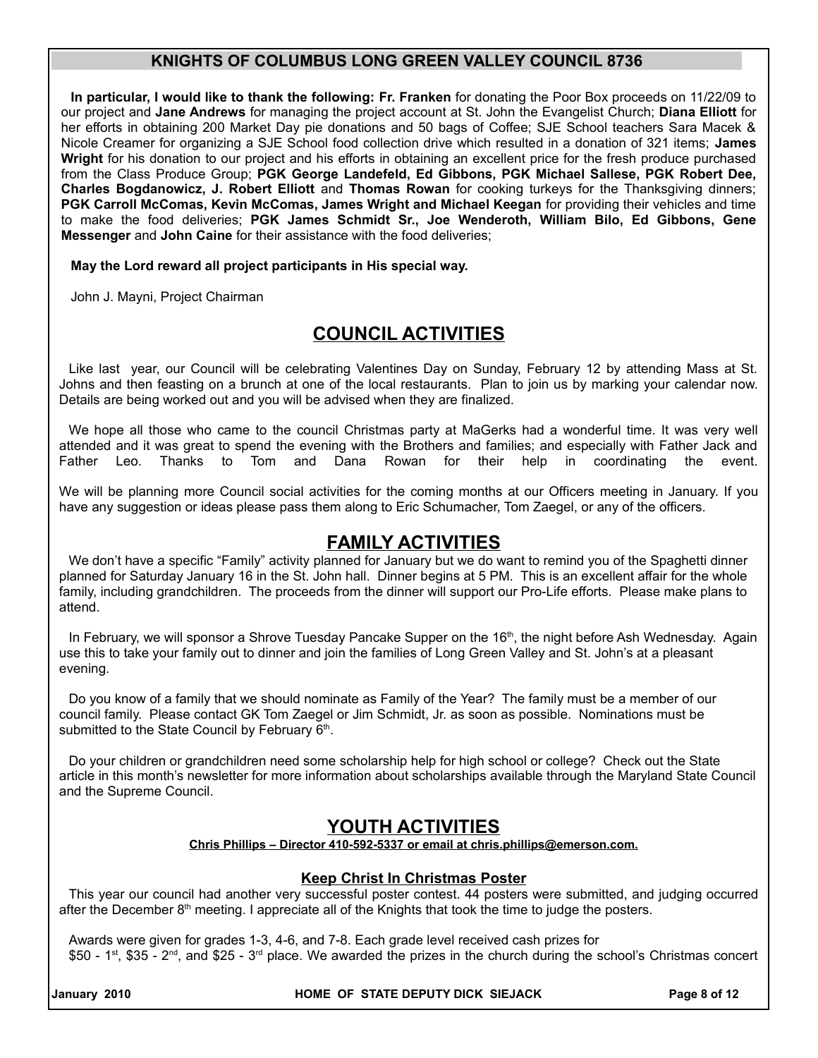## KNIGHTS OF COLUMBUS LONG GREEN VALLEY COUNCIL 8736

**In particular, I would like to thank the following: Fr. Franken** for donating the Poor Box proceeds on 11/22/09 to our project and **Jane Andrews** for managing the project account at St. John the Evangelist Church; **Diana Elliott** for her efforts in obtaining 200 Market Day pie donations and 50 bags of Coffee; SJE School teachers Sara Macek & Nicole Creamer for organizing a SJE School food collection drive which resulted in a donation of 321 items; **James Wright** for his donation to our project and his efforts in obtaining an excellent price for the fresh produce purchased from the Class Produce Group; **PGK George Landefeld, Ed Gibbons, PGK Michael Sallese, PGK Robert Dee, Charles Bogdanowicz, J. Robert Elliott** and **Thomas Rowan** for cooking turkeys for the Thanksgiving dinners; **PGK Carroll McComas, Kevin McComas, James Wright and Michael Keegan** for providing their vehicles and time to make the food deliveries; **PGK James Schmidt Sr., Joe Wenderoth, William Bilo, Ed Gibbons, Gene Messenger** and **John Caine** for their assistance with the food deliveries;

**May the Lord reward all project participants in His special way.**

John J. Mayni, Project Chairman

## COUNCIL ACTIVITIES

Like last year, our Council will be celebrating Valentines Day on Sunday, February 12 by attending Mass at St. Johns and then feasting on a brunch at one of the local restaurants. Plan to join us by marking your calendar now. Details are being worked out and you will be advised when they are finalized.

We hope all those who came to the council Christmas party at MaGerks had a wonderful time. It was very well attended and it was great to spend the evening with the Brothers and families; and especially with Father Jack and Father Leo. Thanks to Tom and Dana Rowan for their help in coordinating the event.

We will be planning more Council social activities for the coming months at our Officers meeting in January. If you have any suggestion or ideas please pass them along to Eric Schumacher, Tom Zaegel, or any of the officers.

## FAMILY ACTIVITIES

We don't have a specific "Family" activity planned for January but we do want to remind you of the Spaghetti dinner planned for Saturday January 16 in the St. John hall. Dinner begins at 5 PM. This is an excellent affair for the whole family, including grandchildren. The proceeds from the dinner will support our Pro-Life efforts. Please make plans to attend.

In February, we will sponsor a Shrove Tuesday Pancake Supper on the 16th, the night before Ash Wednesday. Again use this to take your family out to dinner and join the families of Long Green Valley and St. John's at a pleasant evening.

Do you know of a family that we should nominate as Family of the Year? The family must be a member of our council family. Please contact GK Tom Zaegel or Jim Schmidt, Jr. as soon as possible. Nominations must be submitted to the State Council by February 6th.

Do your children or grandchildren need some scholarship help for high school or college? Check out the State article in this month's newsletter for more information about scholarships available through the Maryland State Council and the Supreme Council.

## YOUTH ACTIVITIES

**Chris Phillips – Director 410-592-5337 or email at chris.phillips@emerson.com.**

### Keep Christ In Christmas Poster

This year our council had another very successful poster contest. 44 posters were submitted, and judging occurred after the December 8th meeting. I appreciate all of the Knights that took the time to judge the posters.

Awards were given for grades 1-3, 4-6, and 7-8. Each grade level received cash prizes for $50 - 1st, $35 - 2nd, and $25 - 3rd place. We awarded the prizes in the church during the school's Christmas concert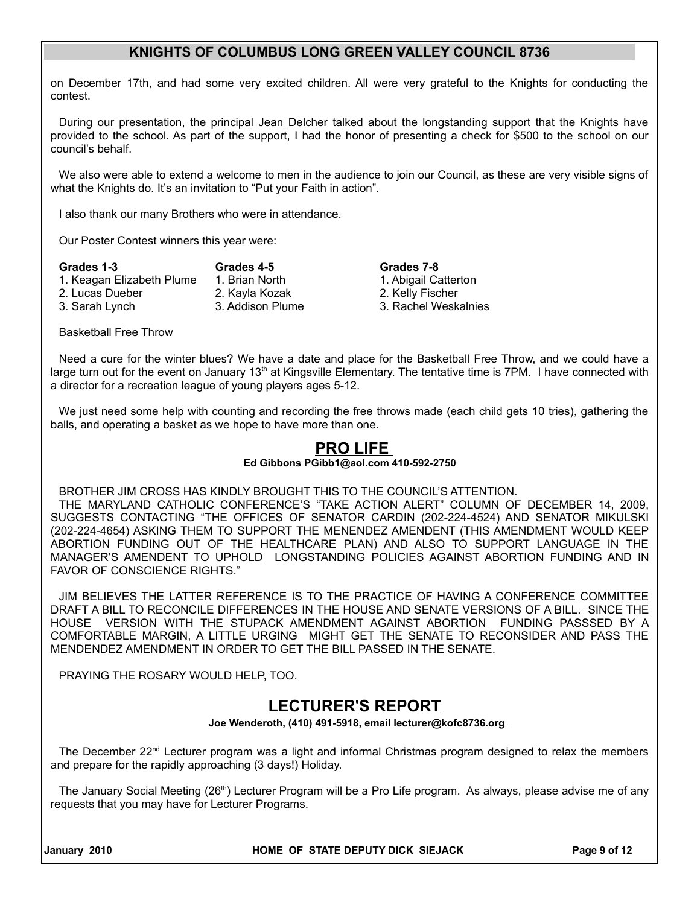on December 17th, and had some very excited children. All were very grateful to the Knights for conducting the contest.

During our presentation, the principal Jean Delcher talked about the longstanding support that the Knights have provided to the school. As part of the support, I had the honor of presenting a check for $500 to the school on our council's behalf.

We also were able to extend a welcome to men in the audience to join our Council, as these are very visible signs of what the Knights do. It's an invitation to "Put your Faith in action".

I also thank our many Brothers who were in attendance.

Our Poster Contest winners this year were:

| **Grades 1-3** | **Grades 4-5** | **Grades 7-8** |
|---|---|---|
| 1. Keagan Elizabeth Plume | 1. Brian North | 1. Abigail Catterton |
| 2. Lucas Dueber | 2. Kayla Kozak | 2. Kelly Fischer |
| 3. Sarah Lynch | 3. Addison Plume | 3. Rachel Weskalnies |

Basketball Free Throw

Need a cure for the winter blues? We have a date and place for the Basketball Free Throw, and we could have a large turn out for the event on January 13th at Kingsville Elementary. The tentative time is 7PM. I have connected with a director for a recreation league of young players ages 5-12.

We just need some help with counting and recording the free throws made (each child gets 10 tries), gathering the balls, and operating a basket as we hope to have more than one.

## PRO LIFE

**Ed Gibbons PGibb1@aol.com 410-592-2750**

BROTHER JIM CROSS HAS KINDLY BROUGHT THIS TO THE COUNCIL'S ATTENTION.

THE MARYLAND CATHOLIC CONFERENCE'S "TAKE ACTION ALERT" COLUMN OF DECEMBER 14, 2009, SUGGESTS CONTACTING "THE OFFICES OF SENATOR CARDIN (202-224-4524) AND SENATOR MIKULSKI (202-224-4654) ASKING THEM TO SUPPORT THE MENENDEZ AMENDMENT (THIS AMENDMENT WOULD KEEP ABORTION FUNDING OUT OF THE HEALTHCARE PLAN) AND ALSO TO SUPPORT LANGUAGE IN THE MANAGER'S AMENDENT TO UPHOLD LONGSTANDING POLICIES AGAINST ABORTION FUNDING AND IN FAVOR OF CONSCIENCE RIGHTS."

JIM BELIEVES THE LATTER REFERENCE IS TO THE PRACTICE OF HAVING A CONFERENCE COMMITTEE DRAFT A BILL TO RECONCILE DIFFERENCES IN THE HOUSE AND SENATE VERSIONS OF A BILL. SINCE THE HOUSE VERSION WITH THE STUPACK AMENDMENT AGAINST ABORTION FUNDING PASSSED BY A COMFORTABLE MARGIN, A LITTLE URGING MIGHT GET THE SENATE TO RECONSIDER AND PASS THE MENDENDEZ AMENDMENT IN ORDER TO GET THE BILL PASSED IN THE SENATE.

PRAYING THE ROSARY WOULD HELP, TOO.

## LECTURER'S REPORT

**Joe Wenderoth, (410) 491-5918, email lecturer@kofc8736.org**

The December 22nd Lecturer program was a light and informal Christmas program designed to relax the members and prepare for the rapidly approaching (3 days!) Holiday.

The January Social Meeting (26th) Lecturer Program will be a Pro Life program. As always, please advise me of any requests that you may have for Lecturer Programs.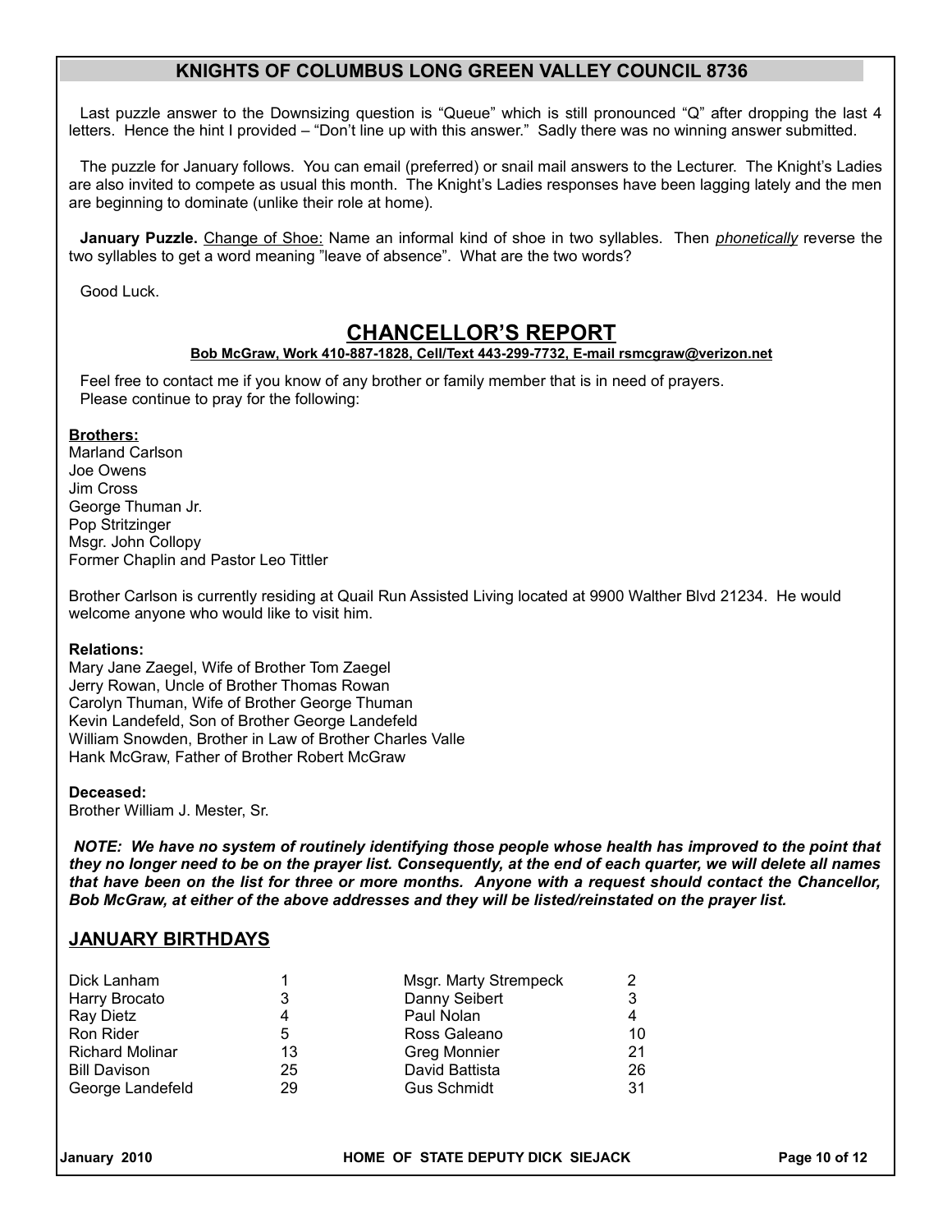## KNIGHTS OF COLUMBUS LONG GREEN VALLEY COUNCIL 8736

Last puzzle answer to the Downsizing question is "Queue" which is still pronounced "Q" after dropping the last 4 letters. Hence the hint I provided – "Don't line up with this answer." Sadly there was no winning answer submitted.

The puzzle for January follows. You can email (preferred) or snail mail answers to the Lecturer. The Knight's Ladies are also invited to compete as usual this month. The Knight's Ladies responses have been lagging lately and the men are beginning to dominate (unlike their role at home).

**January Puzzle.** Change of Shoe: Name an informal kind of shoe in two syllables. Then *phonetically* reverse the two syllables to get a word meaning "leave of absence". What are the two words?

Good Luck.

## CHANCELLOR'S REPORT

**Bob McGraw, Work 410-887-1828, Cell/Text 443-299-7732, E-mail rsmcgraw@verizon.net**

Feel free to contact me if you know of any brother or family member that is in need of prayers.
Please continue to pray for the following:

**Brothers:**
Marland Carlson
Joe Owens
Jim Cross
George Thuman Jr.
Pop Stritzinger
Msgr. John Collopy
Former Chaplin and Pastor Leo Tittler

Brother Carlson is currently residing at Quail Run Assisted Living located at 9900 Walther Blvd 21234. He would welcome anyone who would like to visit him.

**Relations:**
Mary Jane Zaegel, Wife of Brother Tom Zaegel
Jerry Rowan, Uncle of Brother Thomas Rowan
Carolyn Thuman, Wife of Brother George Thuman
Kevin Landefeld, Son of Brother George Landefeld
William Snowden, Brother in Law of Brother Charles Valle
Hank McGraw, Father of Brother Robert McGraw

**Deceased:**
Brother William J. Mester, Sr.

***NOTE: We have no system of routinely identifying those people whose health has improved to the point that they no longer need to be on the prayer list. Consequently, at the end of each quarter, we will delete all names that have been on the list for three or more months. Anyone with a request should contact the Chancellor, Bob McGraw, at either of the above addresses and they will be listed/reinstated on the prayer list.***

## JANUARY BIRTHDAYS

| | | | |
|---|---|---|---|
| Dick Lanham | 1 | Msgr. Marty Strempeck | 2 |
| Harry Brocato | 3 | Danny Seibert | 3 |
| Ray Dietz | 4 | Paul Nolan | 4 |
| Ron Rider | 5 | Ross Galeano | 10 |
| Richard Molinar | 13 | Greg Monnier | 21 |
| Bill Davison | 25 | David Battista | 26 |
| George Landefeld | 29 | Gus Schmidt | 31 |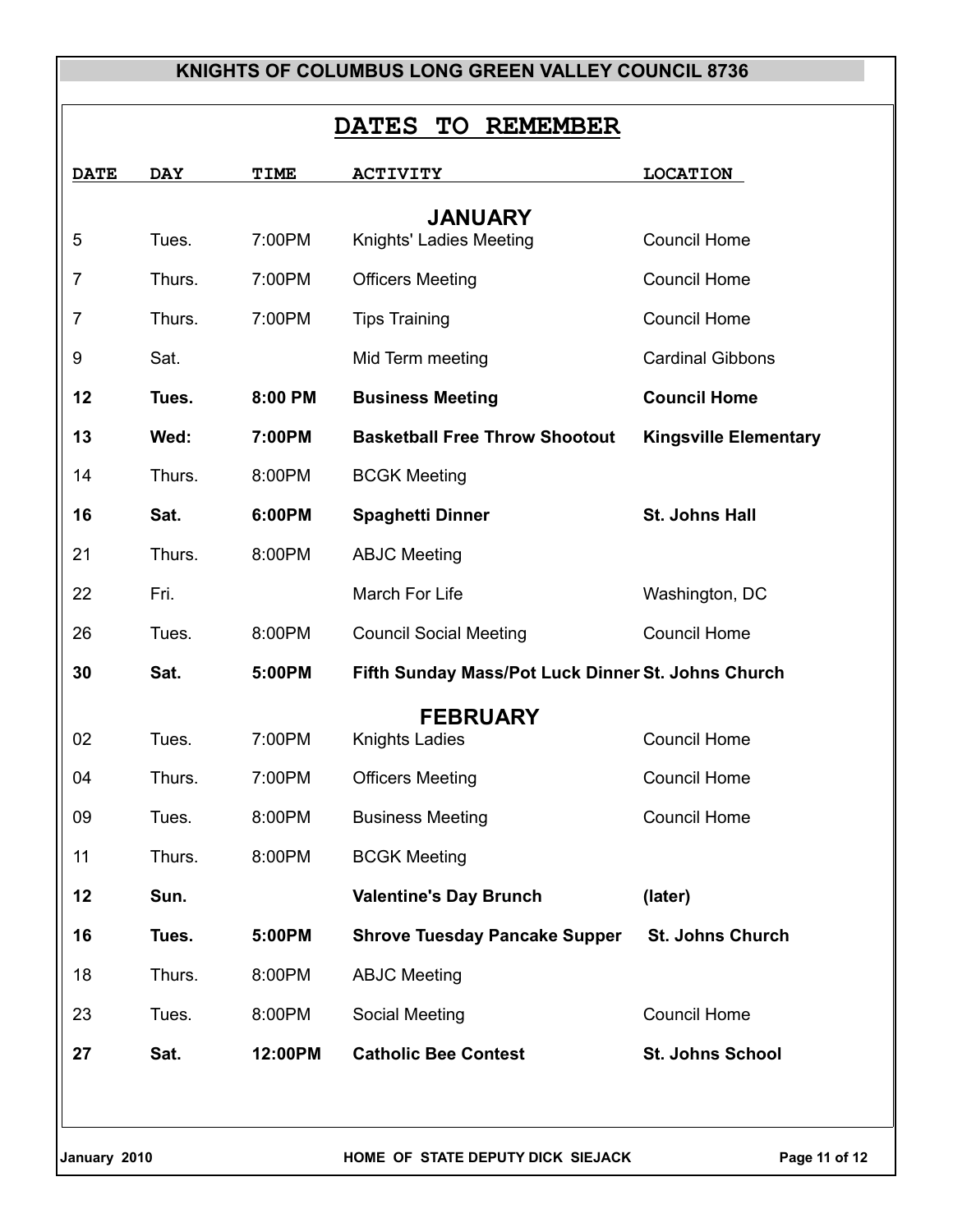KNIGHTS OF COLUMBUS LONG GREEN VALLEY COUNCIL 8736

# DATES TO REMEMBER

| DATE | DAY | TIME | ACTIVITY | LOCATION |
|---|---|---|---|---|
| | | | **JANUARY** | |
| 5 | Tues. | 7:00PM | Knights' Ladies Meeting | Council Home |
| 7 | Thurs. | 7:00PM | Officers Meeting | Council Home |
| 7 | Thurs. | 7:00PM | Tips Training | Council Home |
| 9 | Sat. | | Mid Term meeting | Cardinal Gibbons |
| **12** | **Tues.** | **8:00 PM** | **Business Meeting** | **Council Home** |
| **13** | **Wed:** | **7:00PM** | **Basketball Free Throw Shootout** | **Kingsville Elementary** |
| 14 | Thurs. | 8:00PM | BCGK Meeting | |
| **16** | **Sat.** | **6:00PM** | **Spaghetti Dinner** | **St. Johns Hall** |
| 21 | Thurs. | 8:00PM | ABJC Meeting | |
| 22 | Fri. | | March For Life | Washington, DC |
| 26 | Tues. | 8:00PM | Council Social Meeting | Council Home |
| **30** | **Sat.** | **5:00PM** | **Fifth Sunday Mass/Pot Luck Dinner** | **St. Johns Church** |
| | | | **FEBRUARY** | |
| 02 | Tues. | 7:00PM | Knights Ladies | Council Home |
| 04 | Thurs. | 7:00PM | Officers Meeting | Council Home |
| 09 | Tues. | 8:00PM | Business Meeting | Council Home |
| 11 | Thurs. | 8:00PM | BCGK Meeting | |
| **12** | **Sun.** | | **Valentine's Day Brunch** | **(later)** |
| **16** | **Tues.** | **5:00PM** | **Shrove Tuesday Pancake Supper** | **St. Johns Church** |
| 18 | Thurs. | 8:00PM | ABJC Meeting | |
| 23 | Tues. | 8:00PM | Social Meeting | Council Home |
| **27** | **Sat.** | **12:00PM** | **Catholic Bee Contest** | **St. Johns School** |

HOME OF STATE DEPUTY DICK SIEJACK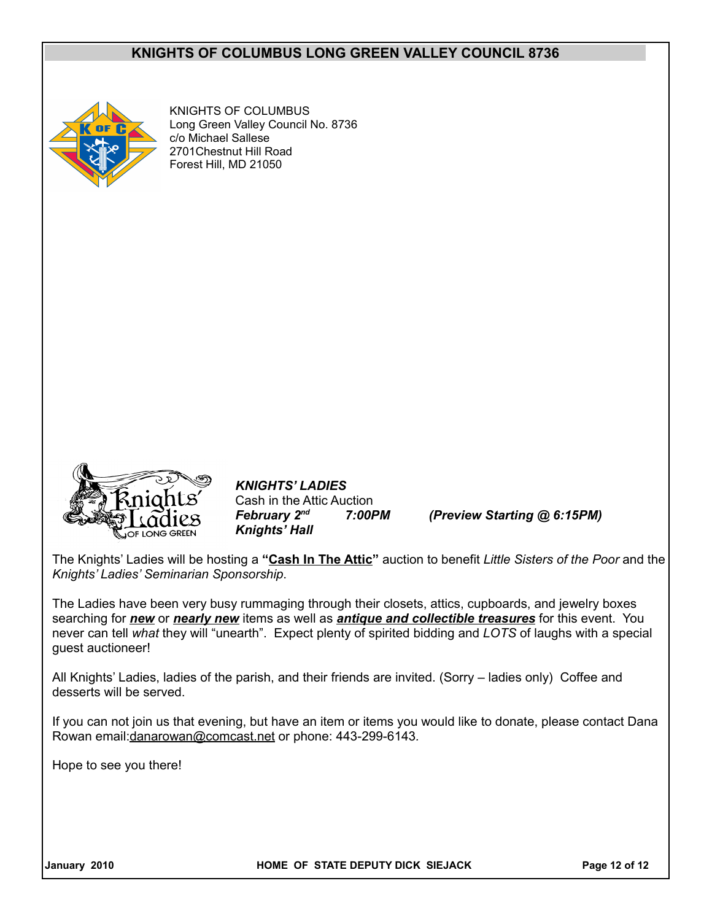## KNIGHTS OF COLUMBUS LONG GREEN VALLEY COUNCIL 8736

KNIGHTS OF COLUMBUS
Long Green Valley Council No. 8736
c/o Michael Sallese
2701Chestnut Hill Road
Forest Hill, MD 21050

***KNIGHTS' LADIES***
Cash in the Attic Auction
***February 2nd 7:00PM (Preview Starting @ 6:15PM)***
***Knights' Hall***

The Knights' Ladies will be hosting a **"Cash In The Attic"** auction to benefit *Little Sisters of the Poor* and the *Knights' Ladies' Seminarian Sponsorship*.

The Ladies have been very busy rummaging through their closets, attics, cupboards, and jewelry boxes searching for ***new*** or ***nearly new*** items as well as ***antique and collectible treasures*** for this event. You never can tell *what* they will "unearth". Expect plenty of spirited bidding and *LOTS* of laughs with a special guest auctioneer!

All Knights' Ladies, ladies of the parish, and their friends are invited. (Sorry – ladies only) Coffee and desserts will be served.

If you can not join us that evening, but have an item or items you would like to donate, please contact Dana Rowan email:danarowan@comcast.net or phone: 443-299-6143.

Hope to see you there!